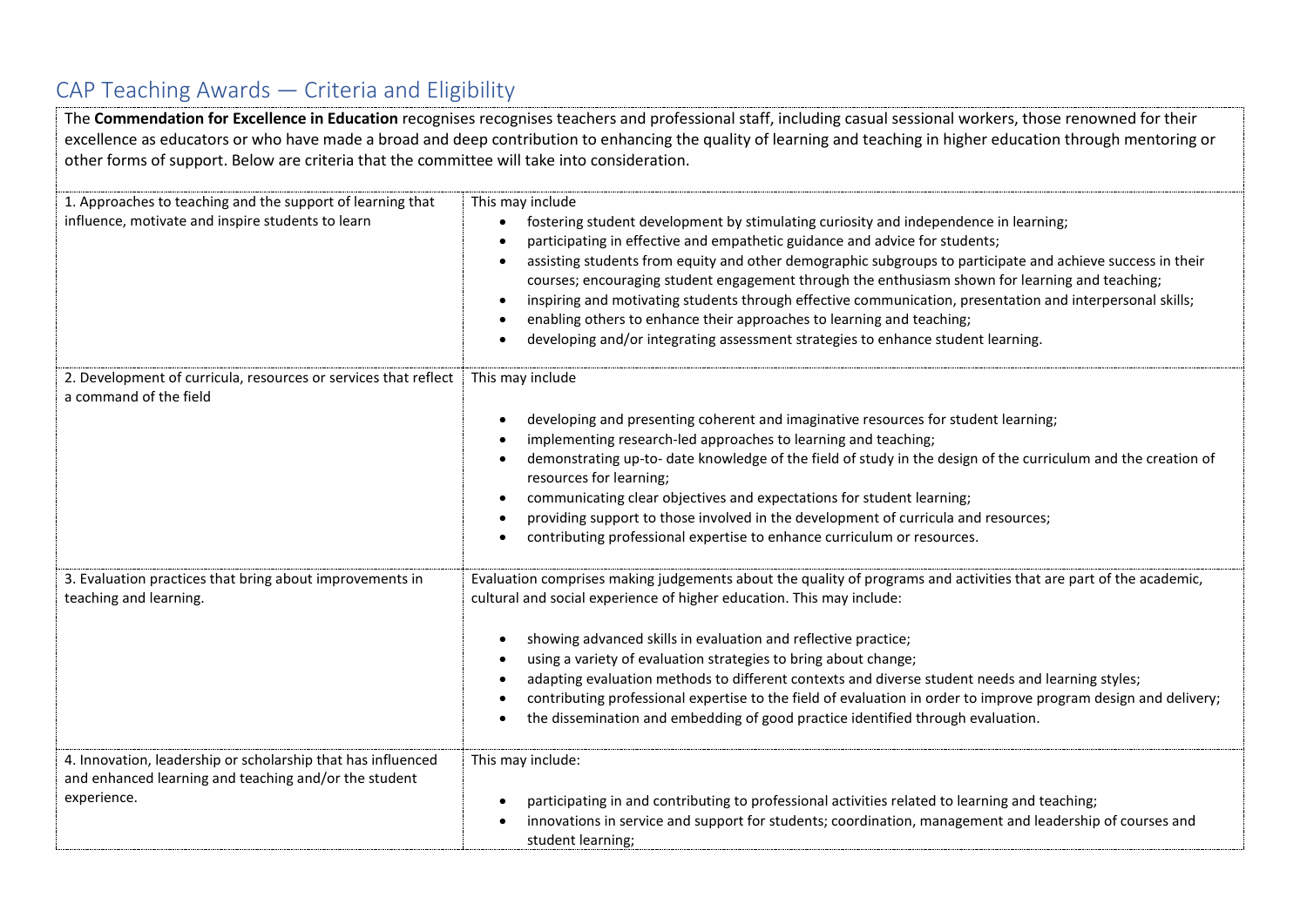# CAP Teaching Awards — Criteria and Eligibility

The **Commendation for Excellence in Education** recognises recognises teachers and professional staff, including casual sessional workers, those renowned for their excellence as educators or who have made a broad and deep contribution to enhancing the quality of learning and teaching in higher education through mentoring or other forms of support. Below are criteria that the committee will take into consideration.

| Criterion | Description |
| --- | --- |
| 1. Approaches to teaching and the support of learning that influence, motivate and inspire students to learn | This may include<br>• fostering student development by stimulating curiosity and independence in learning;<br>• participating in effective and empathetic guidance and advice for students;<br>• assisting students from equity and other demographic subgroups to participate and achieve success in their courses; encouraging student engagement through the enthusiasm shown for learning and teaching;<br>• inspiring and motivating students through effective communication, presentation and interpersonal skills;<br>• enabling others to enhance their approaches to learning and teaching;<br>• developing and/or integrating assessment strategies to enhance student learning. |
| 2. Development of curricula, resources or services that reflect a command of the field | This may include<br>• developing and presenting coherent and imaginative resources for student learning;<br>• implementing research-led approaches to learning and teaching;<br>• demonstrating up-to- date knowledge of the field of study in the design of the curriculum and the creation of resources for learning;<br>• communicating clear objectives and expectations for student learning;<br>• providing support to those involved in the development of curricula and resources;<br>• contributing professional expertise to enhance curriculum or resources. |
| 3. Evaluation practices that bring about improvements in teaching and learning. | Evaluation comprises making judgements about the quality of programs and activities that are part of the academic, cultural and social experience of higher education. This may include:<br>• showing advanced skills in evaluation and reflective practice;<br>• using a variety of evaluation strategies to bring about change;<br>• adapting evaluation methods to different contexts and diverse student needs and learning styles;<br>• contributing professional expertise to the field of evaluation in order to improve program design and delivery;<br>• the dissemination and embedding of good practice identified through evaluation. |
| 4. Innovation, leadership or scholarship that has influenced and enhanced learning and teaching and/or the student experience. | This may include:<br>• participating in and contributing to professional activities related to learning and teaching;<br>• innovations in service and support for students; coordination, management and leadership of courses and student learning; |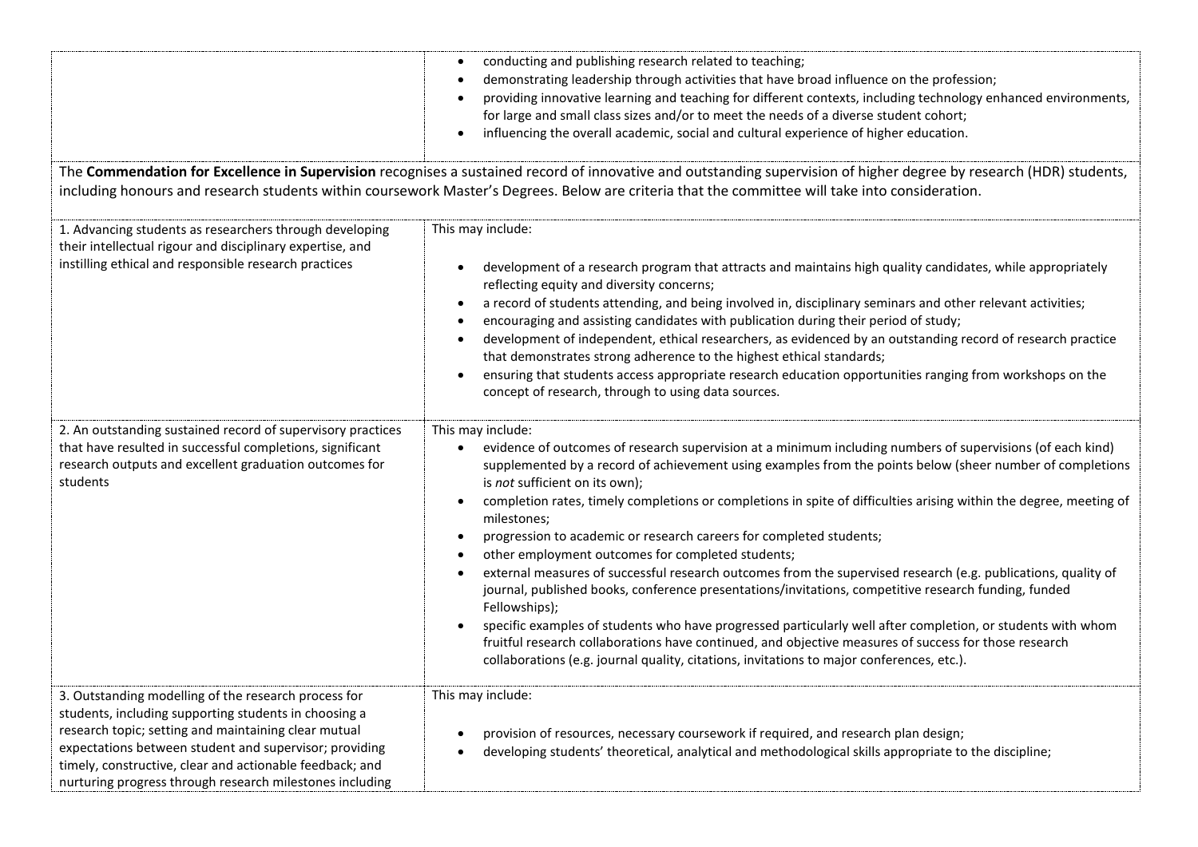| | |
|---|---|
| | • conducting and publishing research related to teaching;<br>• demonstrating leadership through activities that have broad influence on the profession;<br>• providing innovative learning and teaching for different contexts, including technology enhanced environments, for large and small class sizes and/or to meet the needs of a diverse student cohort;<br>• influencing the overall academic, social and cultural experience of higher education. |

The **Commendation for Excellence in Supervision** recognises a sustained record of innovative and outstanding supervision of higher degree by research (HDR) students, including honours and research students within coursework Master's Degrees. Below are criteria that the committee will take into consideration.

| | |
|---|---|
| 1. Advancing students as researchers through developing their intellectual rigour and disciplinary expertise, and instilling ethical and responsible research practices | This may include:<br>• development of a research program that attracts and maintains high quality candidates, while appropriately reflecting equity and diversity concerns;<br>• a record of students attending, and being involved in, disciplinary seminars and other relevant activities;<br>• encouraging and assisting candidates with publication during their period of study;<br>• development of independent, ethical researchers, as evidenced by an outstanding record of research practice that demonstrates strong adherence to the highest ethical standards;<br>• ensuring that students access appropriate research education opportunities ranging from workshops on the concept of research, through to using data sources. |
| 2. An outstanding sustained record of supervisory practices that have resulted in successful completions, significant research outputs and excellent graduation outcomes for students | This may include:<br>• evidence of outcomes of research supervision at a minimum including numbers of supervisions (of each kind) supplemented by a record of achievement using examples from the points below (sheer number of completions is *not* sufficient on its own);<br>• completion rates, timely completions or completions in spite of difficulties arising within the degree, meeting of milestones;<br>• progression to academic or research careers for completed students;<br>• other employment outcomes for completed students;<br>• external measures of successful research outcomes from the supervised research (e.g. publications, quality of journal, published books, conference presentations/invitations, competitive research funding, funded Fellowships);<br>• specific examples of students who have progressed particularly well after completion, or students with whom fruitful research collaborations have continued, and objective measures of success for those research collaborations (e.g. journal quality, citations, invitations to major conferences, etc.). |
| 3. Outstanding modelling of the research process for students, including supporting students in choosing a research topic; setting and maintaining clear mutual expectations between student and supervisor; providing timely, constructive, clear and actionable feedback; and nurturing progress through research milestones including | This may include:<br>• provision of resources, necessary coursework if required, and research plan design;<br>• developing students' theoretical, analytical and methodological skills appropriate to the discipline; |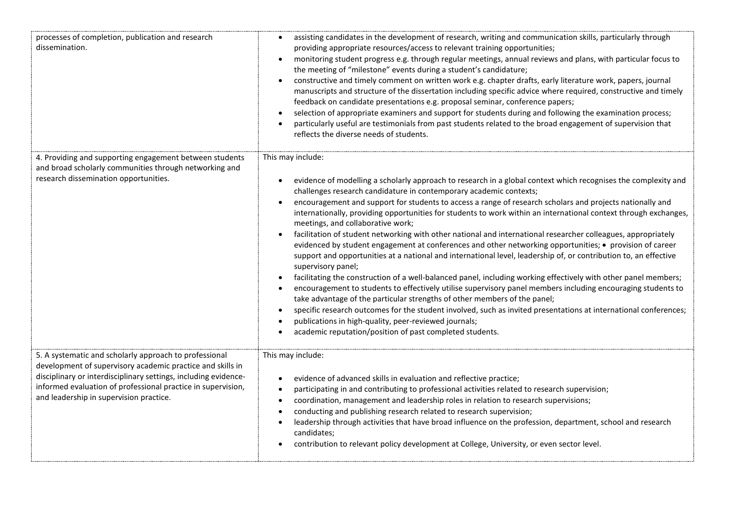| | |
|---|---|
| processes of completion, publication and research dissemination. | • assisting candidates in the development of research, writing and communication skills, particularly through providing appropriate resources/access to relevant training opportunities;<br>• monitoring student progress e.g. through regular meetings, annual reviews and plans, with particular focus to the meeting of "milestone" events during a student's candidature;<br>• constructive and timely comment on written work e.g. chapter drafts, early literature work, papers, journal manuscripts and structure of the dissertation including specific advice where required, constructive and timely feedback on candidate presentations e.g. proposal seminar, conference papers;<br>• selection of appropriate examiners and support for students during and following the examination process;<br>• particularly useful are testimonials from past students related to the broad engagement of supervision that reflects the diverse needs of students. |
| 4. Providing and supporting engagement between students and broad scholarly communities through networking and research dissemination opportunities. | This may include:<br><br>• evidence of modelling a scholarly approach to research in a global context which recognises the complexity and challenges research candidature in contemporary academic contexts;<br>• encouragement and support for students to access a range of research scholars and projects nationally and internationally, providing opportunities for students to work within an international context through exchanges, meetings, and collaborative work;<br>• facilitation of student networking with other national and international researcher colleagues, appropriately evidenced by student engagement at conferences and other networking opportunities; • provision of career support and opportunities at a national and international level, leadership of, or contribution to, an effective supervisory panel;<br>• facilitating the construction of a well-balanced panel, including working effectively with other panel members;<br>• encouragement to students to effectively utilise supervisory panel members including encouraging students to take advantage of the particular strengths of other members of the panel;<br>• specific research outcomes for the student involved, such as invited presentations at international conferences;<br>• publications in high-quality, peer-reviewed journals;<br>• academic reputation/position of past completed students. |
| 5. A systematic and scholarly approach to professional development of supervisory academic practice and skills in disciplinary or interdisciplinary settings, including evidence-informed evaluation of professional practice in supervision, and leadership in supervision practice. | This may include:<br><br>• evidence of advanced skills in evaluation and reflective practice;<br>• participating in and contributing to professional activities related to research supervision;<br>• coordination, management and leadership roles in relation to research supervisions;<br>• conducting and publishing research related to research supervision;<br>• leadership through activities that have broad influence on the profession, department, school and research candidates;<br>• contribution to relevant policy development at College, University, or even sector level. |